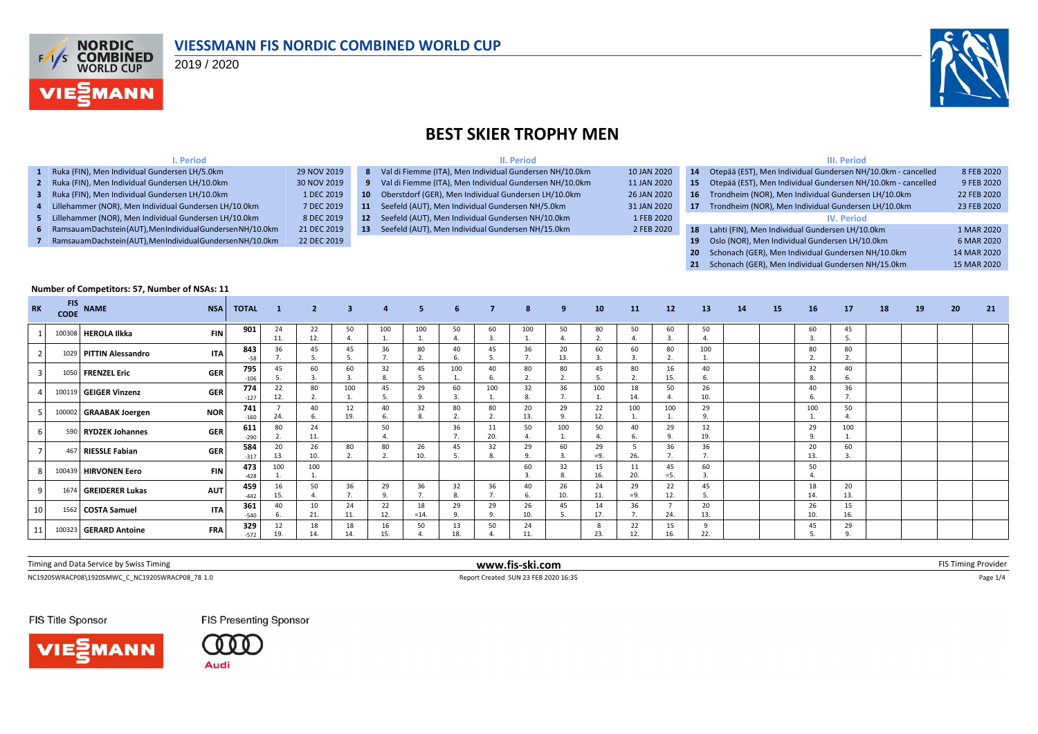# VIESSMANN FIS NORDIC COMBINED WORLD CUP

2019 / 2020

## BEST SKIER TROPHY MEN

**I. Period**

| # | Competition | Date |
|---|---|---|
| 1 | Ruka (FIN), Men Individual Gundersen LH/5.0km | 29 NOV 2019 |
| 2 | Ruka (FIN), Men Individual Gundersen LH/10.0km | 30 NOV 2019 |
| 3 | Ruka (FIN), Men Individual Gundersen LH/10.0km | 1 DEC 2019 |
| 4 | Lillehammer (NOR), Men Individual Gundersen LH/10.0km | 7 DEC 2019 |
| 5 | Lillehammer (NOR), Men Individual Gundersen LH/10.0km | 8 DEC 2019 |
| 6 | RamsauamDachstein(AUT),MenIndividualGundersenNH/10.0km | 21 DEC 2019 |
| 7 | RamsauamDachstein(AUT),MenIndividualGundersenNH/10.0km | 22 DEC 2019 |

**II. Period**

| # | Competition | Date |
|---|---|---|
| 8 | Val di Fiemme (ITA), Men Individual Gundersen NH/10.0km | 10 JAN 2020 |
| 9 | Val di Fiemme (ITA), Men Individual Gundersen NH/10.0km | 11 JAN 2020 |
| 10 | Oberstdorf (GER), Men Individual Gundersen LH/10.0km | 26 JAN 2020 |
| 11 | Seefeld (AUT), Men Individual Gundersen NH/5.0km | 31 JAN 2020 |
| 12 | Seefeld (AUT), Men Individual Gundersen NH/10.0km | 1 FEB 2020 |
| 13 | Seefeld (AUT), Men Individual Gundersen NH/15.0km | 2 FEB 2020 |

**III. Period**

| # | Competition | Date |
|---|---|---|
| 14 | Otepää (EST), Men Individual Gundersen NH/10.0km - cancelled | 8 FEB 2020 |
| 15 | Otepää (EST), Men Individual Gundersen NH/10.0km - cancelled | 9 FEB 2020 |
| 16 | Trondheim (NOR), Men Individual Gundersen LH/10.0km | 22 FEB 2020 |
| 17 | Trondheim (NOR), Men Individual Gundersen LH/10.0km | 23 FEB 2020 |

**IV. Period**

| # | Competition | Date |
|---|---|---|
| 18 | Lahti (FIN), Men Individual Gundersen LH/10.0km | 1 MAR 2020 |
| 19 | Oslo (NOR), Men Individual Gundersen LH/10.0km | 6 MAR 2020 |
| 20 | Schonach (GER), Men Individual Gundersen NH/10.0km | 14 MAR 2020 |
| 21 | Schonach (GER), Men Individual Gundersen NH/15.0km | 15 MAR 2020 |

**Number of Competitors: 57, Number of NSAs: 11**

| RK | FIS CODE | NAME | NSA | TOTAL | 1 | 2 | 3 | 4 | 5 | 6 | 7 | 8 | 9 | 10 | 11 | 12 | 13 | 14 | 15 | 16 | 17 | 18 | 19 | 20 | 21 |
|---|---|---|---|---|---|---|---|---|---|---|---|---|---|---|---|---|---|---|---|---|---|---|---|---|---|
| 1 | 100308 | HEROLA Ilkka | FIN | 901 | 24 11. | 22 12. | 50 4. | 100 1. | 100 1. | 50 4. | 60 3. | 100 1. | 50 4. | 80 2. | 50 4. | 60 3. | 50 4. | | | 60 3. | 45 5. | | | | |
| 2 | 1029 | PITTIN Alessandro | ITA | 843 -58 | 36 7. | 45 5. | 45 5. | 36 7. | 80 2. | 40 6. | 45 5. | 36 7. | 20 13. | 60 3. | 60 3. | 80 2. | 100 1. | | | 80 2. | 80 2. | | | | |
| 3 | 1050 | FRENZEL Eric | GER | 795 -106 | 45 5. | 60 3. | 60 3. | 32 8. | 45 5. | 100 1. | 40 6. | 80 2. | 80 2. | 45 5. | 80 2. | 16 15. | 40 6. | | | 32 8. | 40 6. | | | | |
| 4 | 100119 | GEIGER Vinzenz | GER | 774 -127 | 22 12. | 80 2. | 100 1. | 45 5. | 29 9. | 60 3. | 100 1. | 32 8. | 36 7. | 100 1. | 18 14. | 50 4. | 26 10. | | | 40 6. | 36 7. | | | | |
| 5 | 100002 | GRAABAK Joergen | NOR | 741 -160 | 7 24. | 40 6. | 12 19. | 40 6. | 32 8. | 80 2. | 80 2. | 20 13. | 29 9. | 22 12. | 100 1. | 100 1. | 29 9. | | | 100 1. | 50 4. | | | | |
| 6 | 590 | RYDZEK Johannes | GER | 611 -290 | 80 2. | 24 11. | | 50 4. | | 36 7. | 11 20. | 50 4. | 100 1. | 50 4. | 40 6. | 29 9. | 12 19. | | | 29 9. | 100 1. | | | | |
| 7 | 467 | RIESSLE Fabian | GER | 584 -317 | 20 13. | 26 10. | 80 2. | 80 2. | 26 10. | 45 5. | 32 8. | 29 9. | 60 3. | 29 =9. | 5 26. | 36 7. | 36 7. | | | 20 13. | 60 3. | | | | |
| 8 | 100439 | HIRVONEN Eero | FIN | 473 -428 | 100 1. | 100 1. | | | | | | 60 3. | 32 8. | 15 16. | 11 20. | 45 =5. | 60 3. | | | 50 4. | | | | | |
| 9 | 1674 | GREIDERER Lukas | AUT | 459 -442 | 16 15. | 50 4. | 36 7. | 29 9. | 36 7. | 32 8. | 36 7. | 40 6. | 26 10. | 24 11. | 29 =9. | 22 12. | 45 5. | | | 18 14. | 20 13. | | | | |
| 10 | 1562 | COSTA Samuel | ITA | 361 -540 | 40 6. | 10 21. | 24 11. | 22 12. | 18 =14. | 29 9. | 29 9. | 26 10. | 45 5. | 14 17. | 36 7. | 7 24. | 20 13. | | | 26 10. | 15 16. | | | | |
| 11 | 100323 | GERARD Antoine | FRA | 329 -572 | 12 19. | 18 14. | 18 14. | 16 15. | 50 4. | 13 18. | 50 4. | 24 11. | | 8 23. | 22 12. | 15 16. | 9 22. | | | 45 5. | 29 9. | | | | |

Timing and Data Service by Swiss Timing

www.fis-ski.com

FIS Timing Provider

NC1920SWRACP08\1920SMWC_C_NC1920SWRACP08_78 1.0

Report Created SUN 23 FEB 2020 16:35

FIS Title Sponsor

FIS Presenting Sponsor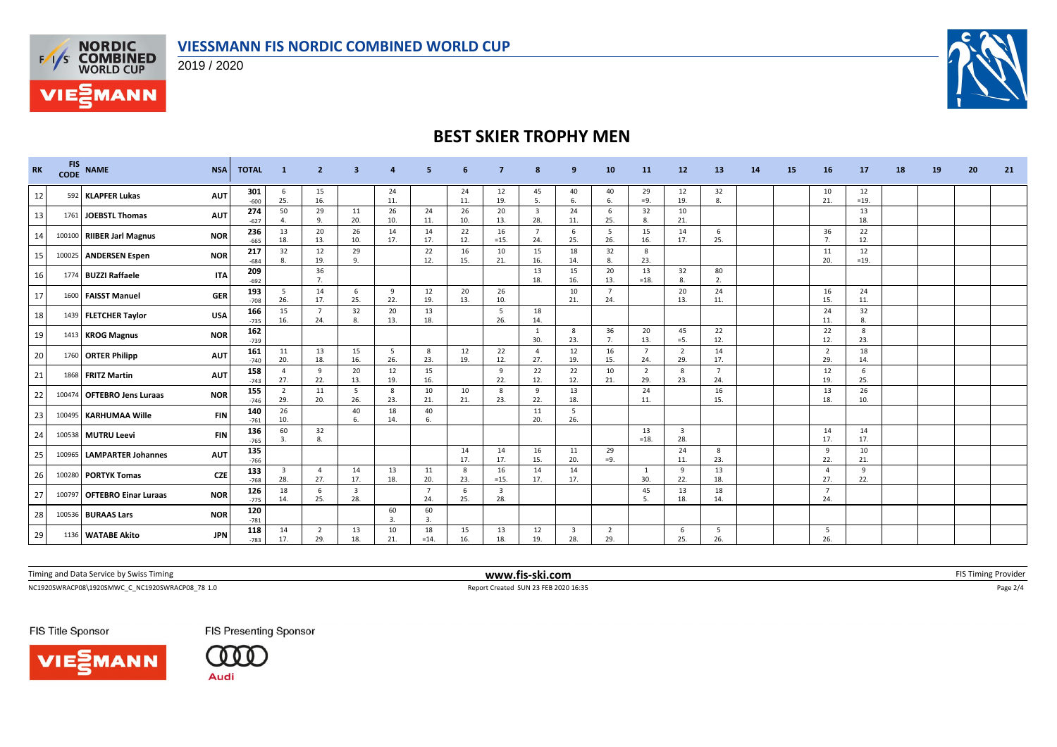# VIESSMANN FIS NORDIC COMBINED WORLD CUP

2019 / 2020

## BEST SKIER TROPHY MEN

| RK | FIS CODE | NAME | NSA | TOTAL | 1 | 2 | 3 | 4 | 5 | 6 | 7 | 8 | 9 | 10 | 11 | 12 | 13 | 14 | 15 | 16 | 17 | 18 | 19 | 20 | 21 |
|---|---|---|---|---|---|---|---|---|---|---|---|---|---|---|---|---|---|---|---|---|---|---|---|---|---|
| 12 | 592 | KLAPFER Lukas | AUT | 301 -600 | 6 25. | 15 16. | | 24 11. | | 24 11. | 12 19. | 45 5. | 40 6. | 40 6. | 29 =9. | 12 19. | 32 8. | | | 10 21. | 12 =19. | | | | |
| 13 | 1761 | JOEBSTL Thomas | AUT | 274 -627 | 50 4. | 29 9. | 11 20. | 26 10. | 24 11. | 26 10. | 20 13. | 3 28. | 24 11. | 6 25. | 32 8. | 10 21. | | | | | 13 18. | | | | |
| 14 | 100100 | RIIBER Jarl Magnus | NOR | 236 -665 | 13 18. | 20 13. | 26 10. | 14 17. | 14 17. | 22 12. | 16 =15. | 7 24. | 6 25. | 5 26. | 15 16. | 14 17. | 6 25. | | | 36 7. | 22 12. | | | | |
| 15 | 100025 | ANDERSEN Espen | NOR | 217 -684 | 32 8. | 12 19. | 29 9. | | 22 12. | 16 15. | 10 21. | 15 16. | 18 14. | 32 8. | 8 23. | | | | | 11 20. | 12 =19. | | | | |
| 16 | 1774 | BUZZI Raffaele | ITA | 209 -692 | | 36 7. | | | | | | 13 18. | 15 16. | 20 13. | 13 =18. | 32 8. | 80 2. | | | | | | | | |
| 17 | 1600 | FAISST Manuel | GER | 193 -708 | 5 26. | 14 17. | 6 25. | 9 22. | 12 19. | 20 13. | 26 10. | | 10 21. | 7 24. | | 20 13. | 24 11. | | | 16 15. | 24 11. | | | | |
| 18 | 1439 | FLETCHER Taylor | USA | 166 -735 | 15 16. | 7 24. | 32 8. | 20 13. | 13 18. | | 5 26. | 18 14. | | | | | | | | 24 11. | 32 8. | | | | |
| 19 | 1413 | KROG Magnus | NOR | 162 -739 | | | | | | | | 1 30. | 8 23. | 36 7. | 20 13. | 45 =5. | 22 12. | | | 22 12. | 8 23. | | | | |
| 20 | 1760 | ORTER Philipp | AUT | 161 -740 | 11 20. | 13 18. | 15 16. | 5 26. | 8 23. | 12 19. | 22 12. | 4 27. | 12 19. | 16 15. | 7 24. | 2 29. | 14 17. | | | 2 29. | 18 14. | | | | |
| 21 | 1868 | FRITZ Martin | AUT | 158 -743 | 4 27. | 9 22. | 20 13. | 12 19. | 15 16. | | 9 22. | 22 12. | 22 12. | 10 21. | 2 29. | 8 23. | 7 24. | | | 12 19. | 6 25. | | | | |
| 22 | 100474 | OFTEBRO Jens Luraas | NOR | 155 -746 | 2 29. | 11 20. | 5 26. | 8 23. | 10 21. | 10 21. | 8 23. | 9 22. | 13 18. | | 24 11. | | 16 15. | | | 13 18. | 26 10. | | | | |
| 23 | 100495 | KARHUMAA Wille | FIN | 140 -761 | 26 10. | | 40 6. | 18 14. | 40 6. | | | 11 20. | 5 26. | | | | | | | | | | | | |
| 24 | 100538 | MUTRU Leevi | FIN | 136 -765 | 60 3. | 32 8. | | | | | | | | | 13 =18. | 3 28. | | | | 14 17. | 14 17. | | | | |
| 25 | 100965 | LAMPARTER Johannes | AUT | 135 -766 | | | | | | 14 17. | 14 17. | 16 15. | 11 20. | 29 =9. | | 24 11. | 8 23. | | | 9 22. | 10 21. | | | | |
| 26 | 100280 | PORTYK Tomas | CZE | 133 -768 | 3 28. | 4 27. | 14 17. | 13 18. | 11 20. | 8 23. | 16 =15. | 14 17. | 14 17. | | 1 30. | 9 22. | 13 18. | | | 4 27. | 9 22. | | | | |
| 27 | 100797 | OFTEBRO Einar Luraas | NOR | 126 -775 | 18 14. | 6 25. | 3 28. | | 7 24. | 6 25. | 3 28. | | | | 45 5. | 13 18. | 18 14. | | | 7 24. | | | | | |
| 28 | 100536 | BURAAS Lars | NOR | 120 -781 | | | | 60 3. | 60 3. | | | | | | | | | | | | | | | | |
| 29 | 1136 | WATABE Akito | JPN | 118 -783 | 14 17. | 2 29. | 13 18. | 10 21. | 18 =14. | 15 16. | 13 18. | 12 19. | 3 28. | 2 29. | | 6 25. | 5 26. | | | 5 26. | | | | | |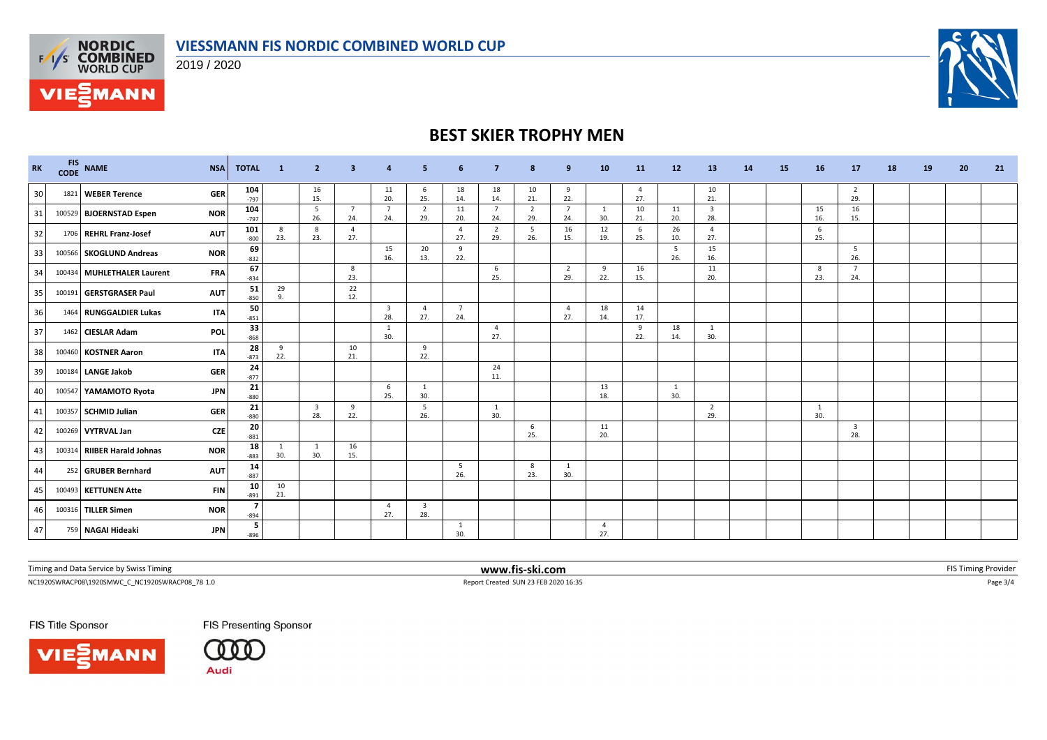# VIESSMANN FIS NORDIC COMBINED WORLD CUP

2019 / 2020

## BEST SKIER TROPHY MEN

| RK | FIS CODE | NAME | NSA | TOTAL | 1 | 2 | 3 | 4 | 5 | 6 | 7 | 8 | 9 | 10 | 11 | 12 | 13 | 14 | 15 | 16 | 17 | 18 | 19 | 20 | 21 |
|---|---|---|---|---|---|---|---|---|---|---|---|---|---|---|---|---|---|---|---|---|---|---|---|---|---|
| 30 | 1821 | WEBER Terence | GER | 104 -797 | | 16 15. | | 11 20. | 6 25. | 18 14. | 18 14. | 10 21. | 9 22. | | 4 27. | | 10 21. | | | | 2 29. | | | | |
| 31 | 100529 | BJOERNSTAD Espen | NOR | 104 -797 | | 5 26. | 7 24. | 7 24. | 2 29. | 11 20. | 7 24. | 2 29. | 7 24. | 1 30. | 10 21. | 11 20. | 3 28. | | | 15 16. | 16 15. | | | | |
| 32 | 1706 | REHRL Franz-Josef | AUT | 101 -800 | 8 23. | 8 23. | 4 27. | | | 4 27. | 2 29. | 5 26. | 16 15. | 12 19. | 6 25. | 26 10. | 4 27. | | | 6 25. | | | | | |
| 33 | 100566 | SKOGLUND Andreas | NOR | 69 -832 | | | | 15 16. | 20 13. | 9 22. | | | | | | 5 26. | 15 16. | | | | 5 26. | | | | |
| 34 | 100434 | MUHLETHALER Laurent | FRA | 67 -834 | | | 8 23. | | | | 6 25. | | 2 29. | 9 22. | 16 15. | | 11 20. | | | 8 23. | 7 24. | | | | |
| 35 | 100191 | GERSTGRASER Paul | AUT | 51 -850 | 29 9. | | 22 12. | | | | | | | | | | | | | | | | | | |
| 36 | 1464 | RUNGGALDIER Lukas | ITA | 50 -851 | | | | 3 28. | 4 27. | 7 24. | | | 4 27. | 18 14. | 14 17. | | | | | | | | | | |
| 37 | 1462 | CIESLAR Adam | POL | 33 -868 | | | | 1 30. | | | 4 27. | | | | 9 22. | 18 14. | 1 30. | | | | | | | | |
| 38 | 100460 | KOSTNER Aaron | ITA | 28 -873 | 9 22. | | 10 21. | | 9 22. | | | | | | | | | | | | | | | | |
| 39 | 100184 | LANGE Jakob | GER | 24 -877 | | | | | | | 24 11. | | | | | | | | | | | | | | |
| 40 | 100547 | YAMAMOTO Ryota | JPN | 21 -880 | | | | 6 25. | 1 30. | | | | | 13 18. | | 1 30. | | | | | | | | | |
| 41 | 100357 | SCHMID Julian | GER | 21 -880 | | 3 28. | 9 22. | | 5 26. | | 1 30. | | | | | | 2 29. | | | 1 30. | | | | | |
| 42 | 100269 | VYTRVAL Jan | CZE | 20 -881 | | | | | | | | 6 25. | | 11 20. | | | | | | | 3 28. | | | | |
| 43 | 100314 | RIIBER Harald Johnas | NOR | 18 -883 | 1 30. | 1 30. | 16 15. | | | | | | | | | | | | | | | | | | |
| 44 | 252 | GRUBER Bernhard | AUT | 14 -887 | | | | | | 5 26. | | 8 23. | 1 30. | | | | | | | | | | | | |
| 45 | 100493 | KETTUNEN Atte | FIN | 10 -891 | 10 21. | | | | | | | | | | | | | | | | | | | | |
| 46 | 100316 | TILLER Simen | NOR | 7 -894 | | | | 4 27. | 3 28. | | | | | | | | | | | | | | | | |
| 47 | 759 | NAGAI Hideaki | JPN | 5 -896 | | | | | | 1 30. | | | | 4 27. | | | | | | | | | | | |

Timing and Data Service by Swiss Timing | www.fis-ski.com | FIS Timing Provider

NC1920SWRACP08\1920SMWC_C_NC1920SWRACP08_78 1.0 | Report Created SUN 23 FEB 2020 16:35

FIS Title Sponsor: VIESSMANN | FIS Presenting Sponsor: Audi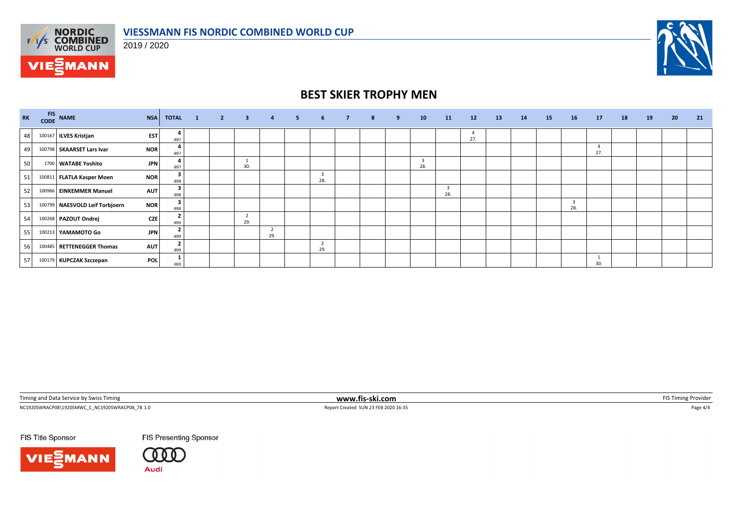# VIESSMANN FIS NORDIC COMBINED WORLD CUP

2019 / 2020

## BEST SKIER TROPHY MEN

| RK | FIS CODE | NAME | NSA | TOTAL | 1 | 2 | 3 | 4 | 5 | 6 | 7 | 8 | 9 | 10 | 11 | 12 | 13 | 14 | 15 | 16 | 17 | 18 | 19 | 20 | 21 |
|---|---|---|---|---|---|---|---|---|---|---|---|---|---|---|---|---|---|---|---|---|---|---|---|---|---|
| 48 | 100167 | **ILVES Kristjan** | EST | **4** -897 | | | | | | | | | | | | 4 27. | | | | | | | | | |
| 49 | 100798 | **SKAARSET Lars Ivar** | NOR | **4** -897 | | | | | | | | | | | | | | | | | 4 27. | | | | |
| 50 | 1700 | **WATABE Yoshito** | JPN | **4** -897 | | | 1 30. | | | | | | | 3 28. | | | | | | | | | | | |
| 51 | 100811 | **FLATLA Kasper Moen** | NOR | **3** -898 | | | | | | 3 28. | | | | | | | | | | | | | | | |
| 52 | 100966 | **EINKEMMER Manuel** | AUT | **3** -898 | | | | | | | | | | | 3 28. | | | | | | | | | | |
| 53 | 100799 | **NAESVOLD Leif Torbjoern** | NOR | **3** -898 | | | | | | | | | | | | | | | | 3 28. | | | | | |
| 54 | 100268 | **PAZOUT Ondrej** | CZE | **2** -899 | | | 2 29. | | | | | | | | | | | | | | | | | | |
| 55 | 100213 | **YAMAMOTO Go** | JPN | **2** -899 | | | | 2 29. | | | | | | | | | | | | | | | | | |
| 56 | 100485 | **RETTENEGGER Thomas** | AUT | **2** -899 | | | | | | 2 29. | | | | | | | | | | | | | | | |
| 57 | 100179 | **KUPCZAK Szczepan** | POL | **1** -900 | | | | | | | | | | | | | | | | | 1 30. | | | | |

Timing and Data Service by Swiss Timing

**www.fis-ski.com**

FIS Timing Provider

NC1920SWRACP08\1920SMWC_C_NC1920SWRACP08_78 1.0

Report Created SUN 23 FEB 2020 16:35

FIS Title Sponsor

FIS Presenting Sponsor